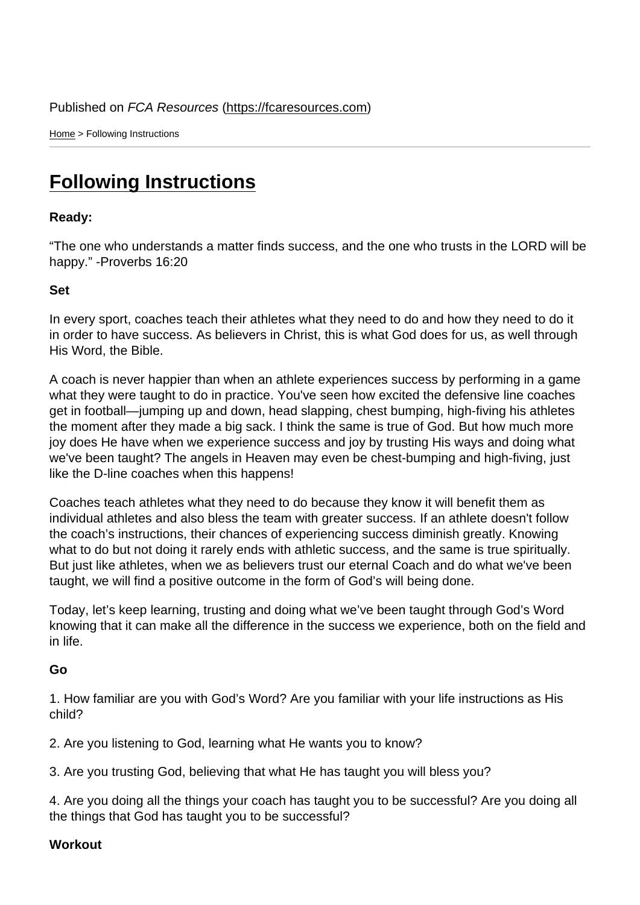Published on *FCA Resources* (https://fcaresources.com)

Home > Following Instructions

# Following Instructions

**Ready:**

“The one who understands a matter finds success, and the one who trusts in the LORD will be happy.” -Proverbs 16:20

**Set**

In every sport, coaches teach their athletes what they need to do and how they need to do it in order to have success. As believers in Christ, this is what God does for us, as well through His Word, the Bible.

A coach is never happier than when an athlete experiences success by performing in a game what they were taught to do in practice. You've seen how excited the defensive line coaches get in football—jumping up and down, head slapping, chest bumping, high-fiving his athletes the moment after they made a big sack. I think the same is true of God. But how much more joy does He have when we experience success and joy by trusting His ways and doing what we've been taught? The angels in Heaven may even be chest-bumping and high-fiving, just like the D-line coaches when this happens!

Coaches teach athletes what they need to do because they know it will benefit them as individual athletes and also bless the team with greater success. If an athlete doesn't follow the coach’s instructions, their chances of experiencing success diminish greatly. Knowing what to do but not doing it rarely ends with athletic success, and the same is true spiritually. But just like athletes, when we as believers trust our eternal Coach and do what we've been taught, we will find a positive outcome in the form of God’s will being done.

Today, let’s keep learning, trusting and doing what we’ve been taught through God’s Word knowing that it can make all the difference in the success we experience, both on the field and in life.

**Go**

1. How familiar are you with God’s Word? Are you familiar with your life instructions as His child?

2. Are you listening to God, learning what He wants you to know?

3. Are you trusting God, believing that what He has taught you will bless you?

4. Are you doing all the things your coach has taught you to be successful? Are you doing all the things that God has taught you to be successful?

**Workout**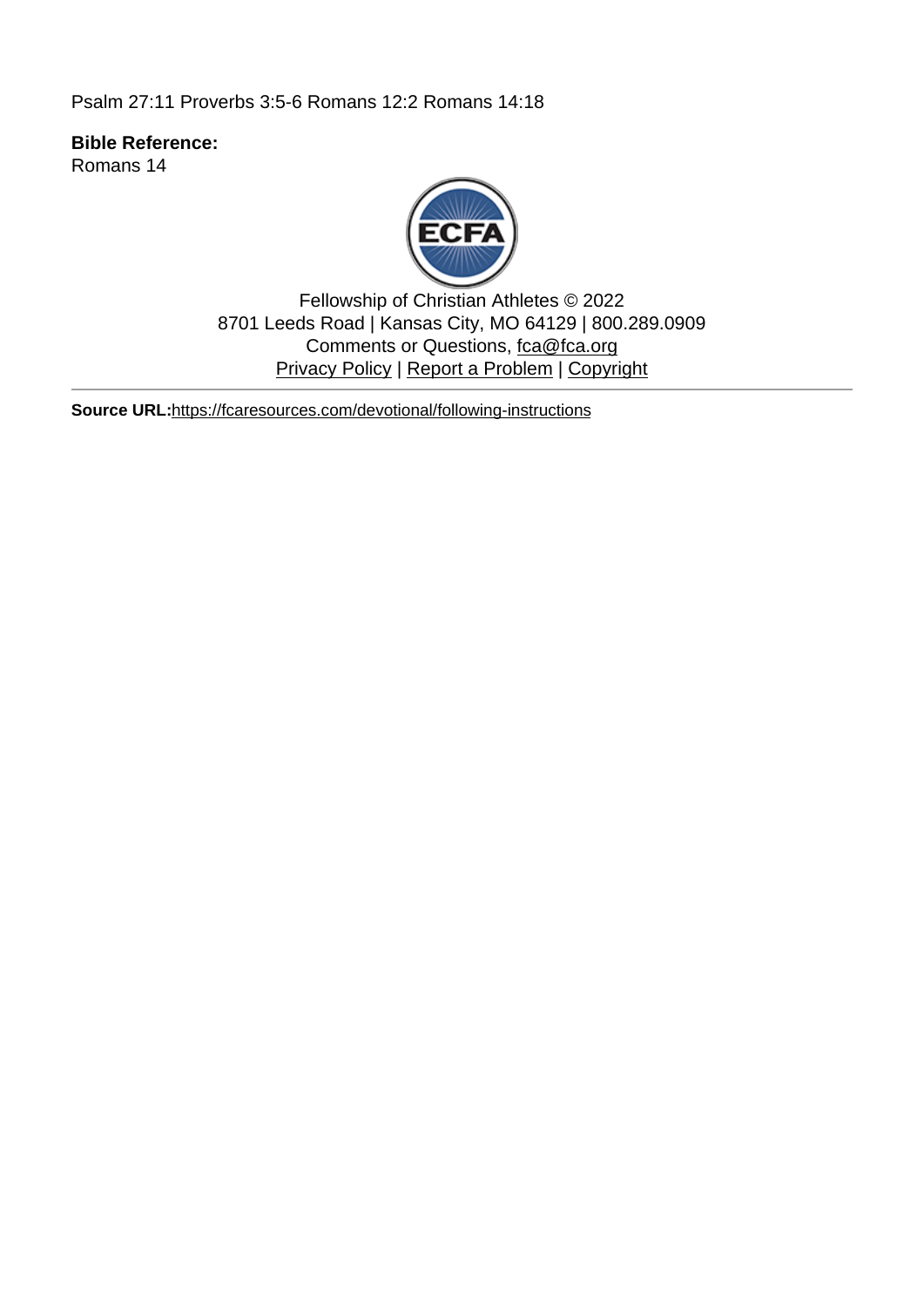Psalm 27:11 Proverbs 3:5-6 Romans 12:2 Romans 14:18

**Bible Reference:**
Romans 14

Fellowship of Christian Athletes © 2022
8701 Leeds Road | Kansas City, MO 64129 | 800.289.0909
Comments or Questions, fca@fca.org
Privacy Policy | Report a Problem | Copyright

---

**Source URL:**https://fcaresources.com/devotional/following-instructions